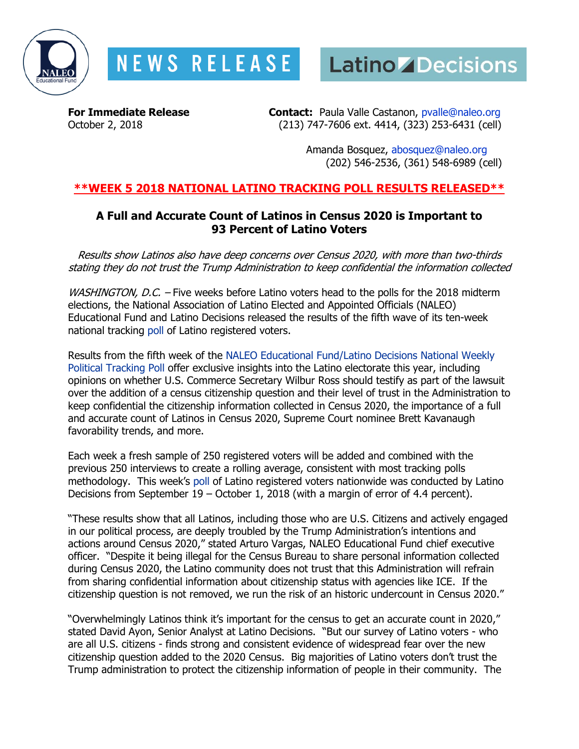**NEWS RELEASE**

**Latino Decisions**

**For Immediate Release**
October 2, 2018

**Contact:** Paula Valle Castanon, pvalle@naleo.org
(213) 747-7606 ext. 4414, (323) 253-6431 (cell)

Amanda Bosquez, abosquez@naleo.org
(202) 546-2536, (361) 548-6989 (cell)

**\*\*WEEK 5 2018 NATIONAL LATINO TRACKING POLL RESULTS RELEASED\*\***

## A Full and Accurate Count of Latinos in Census 2020 is Important to 93 Percent of Latino Voters

*Results show Latinos also have deep concerns over Census 2020, with more than two-thirds stating they do not trust the Trump Administration to keep confidential the information collected*

*WASHINGTON, D.C.* – Five weeks before Latino voters head to the polls for the 2018 midterm elections, the National Association of Latino Elected and Appointed Officials (NALEO) Educational Fund and Latino Decisions released the results of the fifth wave of its ten-week national tracking poll of Latino registered voters.

Results from the fifth week of the NALEO Educational Fund/Latino Decisions National Weekly Political Tracking Poll offer exclusive insights into the Latino electorate this year, including opinions on whether U.S. Commerce Secretary Wilbur Ross should testify as part of the lawsuit over the addition of a census citizenship question and their level of trust in the Administration to keep confidential the citizenship information collected in Census 2020, the importance of a full and accurate count of Latinos in Census 2020, Supreme Court nominee Brett Kavanaugh favorability trends, and more.

Each week a fresh sample of 250 registered voters will be added and combined with the previous 250 interviews to create a rolling average, consistent with most tracking polls methodology. This week's poll of Latino registered voters nationwide was conducted by Latino Decisions from September 19 – October 1, 2018 (with a margin of error of 4.4 percent).

"These results show that all Latinos, including those who are U.S. Citizens and actively engaged in our political process, are deeply troubled by the Trump Administration's intentions and actions around Census 2020," stated Arturo Vargas, NALEO Educational Fund chief executive officer. "Despite it being illegal for the Census Bureau to share personal information collected during Census 2020, the Latino community does not trust that this Administration will refrain from sharing confidential information about citizenship status with agencies like ICE. If the citizenship question is not removed, we run the risk of an historic undercount in Census 2020."

"Overwhelmingly Latinos think it's important for the census to get an accurate count in 2020," stated David Ayon, Senior Analyst at Latino Decisions. "But our survey of Latino voters - who are all U.S. citizens - finds strong and consistent evidence of widespread fear over the new citizenship question added to the 2020 Census. Big majorities of Latino voters don't trust the Trump administration to protect the citizenship information of people in their community. The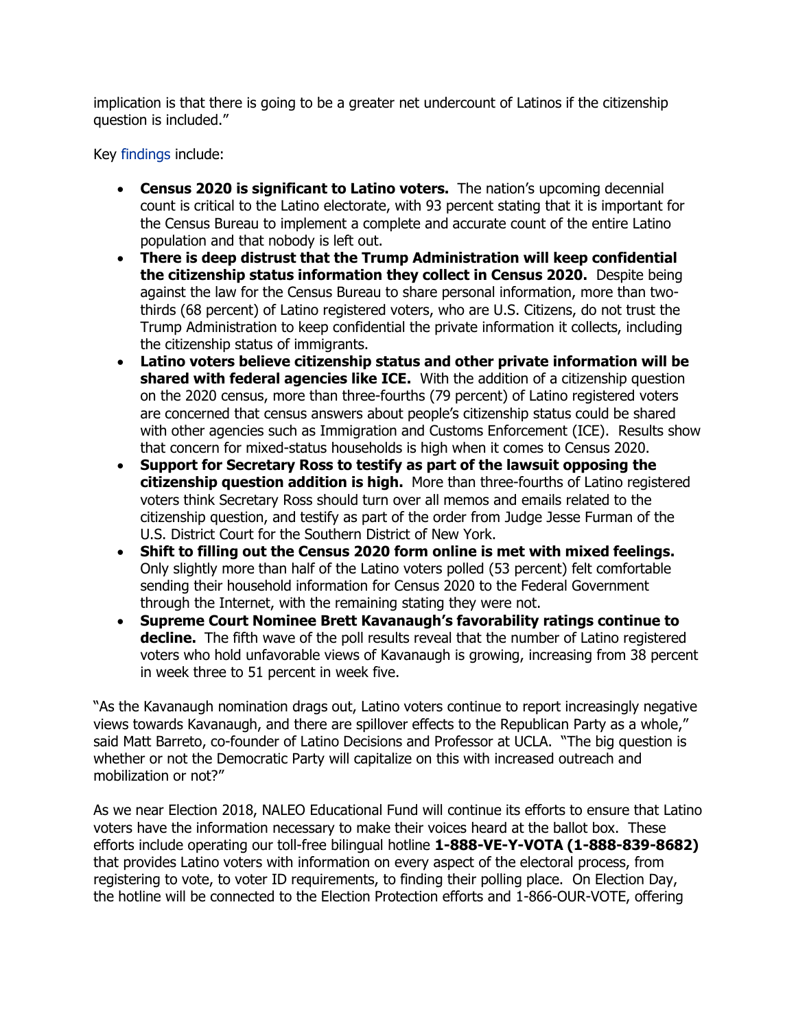implication is that there is going to be a greater net undercount of Latinos if the citizenship question is included."

Key findings include:

- **Census 2020 is significant to Latino voters.** The nation's upcoming decennial count is critical to the Latino electorate, with 93 percent stating that it is important for the Census Bureau to implement a complete and accurate count of the entire Latino population and that nobody is left out.
- **There is deep distrust that the Trump Administration will keep confidential the citizenship status information they collect in Census 2020.** Despite being against the law for the Census Bureau to share personal information, more than two-thirds (68 percent) of Latino registered voters, who are U.S. Citizens, do not trust the Trump Administration to keep confidential the private information it collects, including the citizenship status of immigrants.
- **Latino voters believe citizenship status and other private information will be shared with federal agencies like ICE.** With the addition of a citizenship question on the 2020 census, more than three-fourths (79 percent) of Latino registered voters are concerned that census answers about people's citizenship status could be shared with other agencies such as Immigration and Customs Enforcement (ICE). Results show that concern for mixed-status households is high when it comes to Census 2020.
- **Support for Secretary Ross to testify as part of the lawsuit opposing the citizenship question addition is high.** More than three-fourths of Latino registered voters think Secretary Ross should turn over all memos and emails related to the citizenship question, and testify as part of the order from Judge Jesse Furman of the U.S. District Court for the Southern District of New York.
- **Shift to filling out the Census 2020 form online is met with mixed feelings.** Only slightly more than half of the Latino voters polled (53 percent) felt comfortable sending their household information for Census 2020 to the Federal Government through the Internet, with the remaining stating they were not.
- **Supreme Court Nominee Brett Kavanaugh's favorability ratings continue to decline.** The fifth wave of the poll results reveal that the number of Latino registered voters who hold unfavorable views of Kavanaugh is growing, increasing from 38 percent in week three to 51 percent in week five.

"As the Kavanaugh nomination drags out, Latino voters continue to report increasingly negative views towards Kavanaugh, and there are spillover effects to the Republican Party as a whole," said Matt Barreto, co-founder of Latino Decisions and Professor at UCLA. "The big question is whether or not the Democratic Party will capitalize on this with increased outreach and mobilization or not?"

As we near Election 2018, NALEO Educational Fund will continue its efforts to ensure that Latino voters have the information necessary to make their voices heard at the ballot box. These efforts include operating our toll-free bilingual hotline **1-888-VE-Y-VOTA (1-888-839-8682)** that provides Latino voters with information on every aspect of the electoral process, from registering to vote, to voter ID requirements, to finding their polling place. On Election Day, the hotline will be connected to the Election Protection efforts and 1-866-OUR-VOTE, offering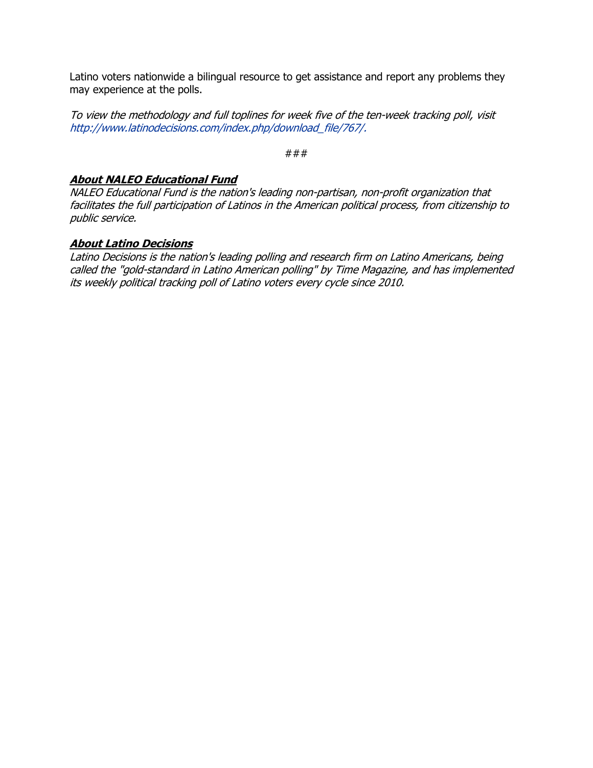Latino voters nationwide a bilingual resource to get assistance and report any problems they may experience at the polls.

*To view the methodology and full toplines for week five of the ten-week tracking poll, visit http://www.latinodecisions.com/index.php/download_file/767/.*

###

***About NALEO Educational Fund***

*NALEO Educational Fund is the nation's leading non-partisan, non-profit organization that facilitates the full participation of Latinos in the American political process, from citizenship to public service.*

***About Latino Decisions***

*Latino Decisions is the nation's leading polling and research firm on Latino Americans, being called the "gold-standard in Latino American polling" by Time Magazine, and has implemented its weekly political tracking poll of Latino voters every cycle since 2010.*